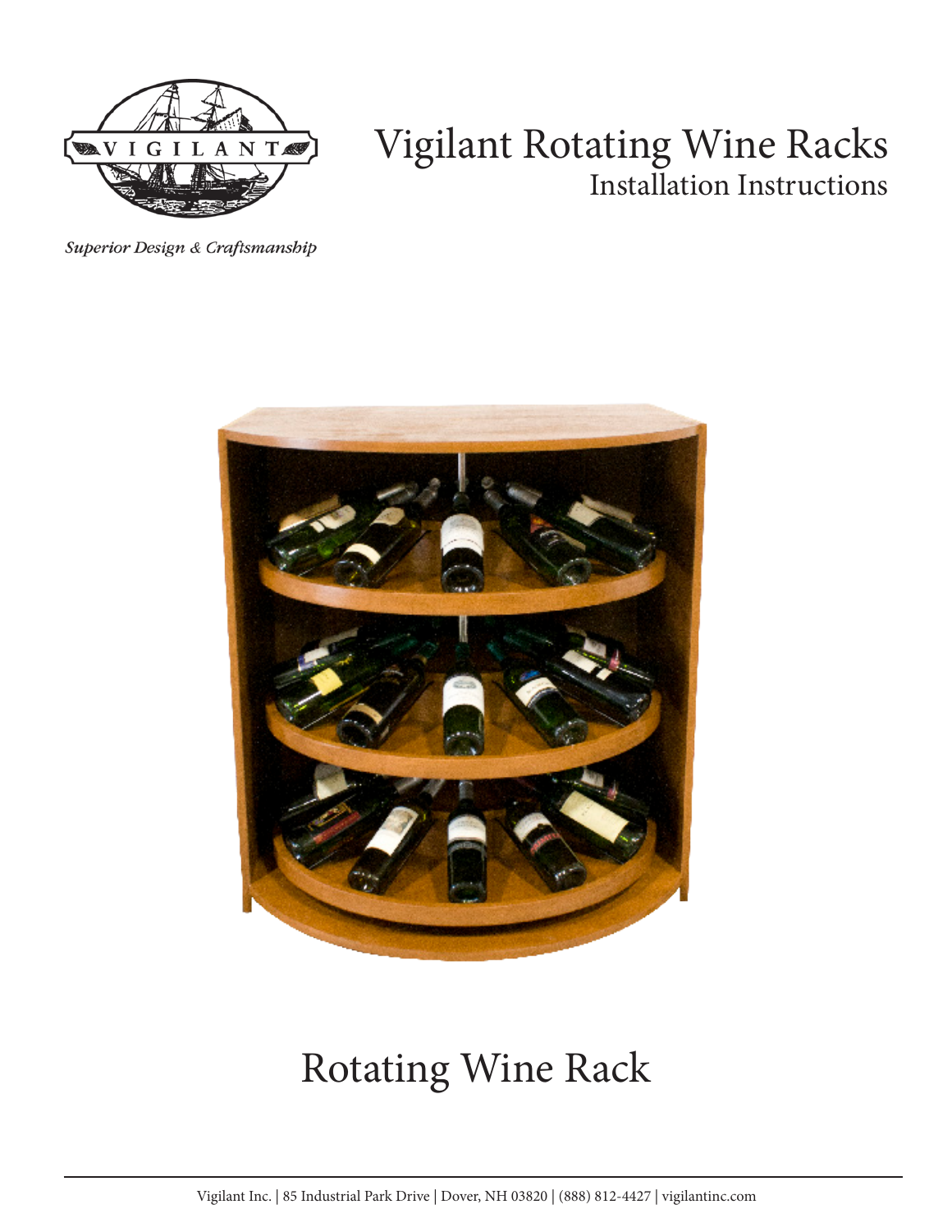VIGILANT

*Superior Design & Craftsmanship*

# Vigilant Rotating Wine Racks

## Installation Instructions

# Rotating Wine Rack

Vigilant Inc. | 85 Industrial Park Drive | Dover, NH 03820 | (888) 812-4427 | vigilantinc.com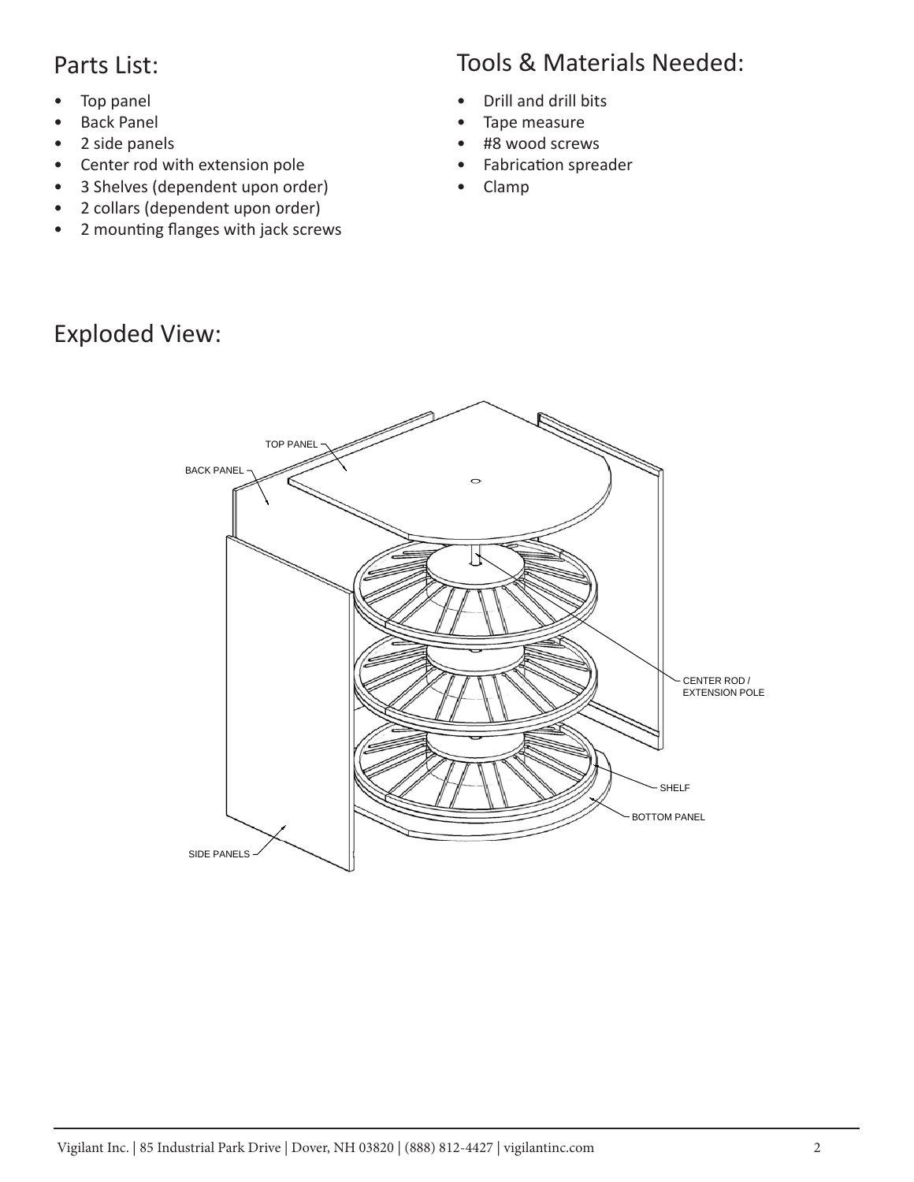## Parts List:

- Top panel
- Back Panel
- 2 side panels
- Center rod with extension pole
- 3 Shelves (dependent upon order)
- 2 collars (dependent upon order)
- 2 mounting flanges with jack screws

## Tools & Materials Needed:

- Drill and drill bits
- Tape measure
- #8 wood screws
- Fabrication spreader
- Clamp

## Exploded View: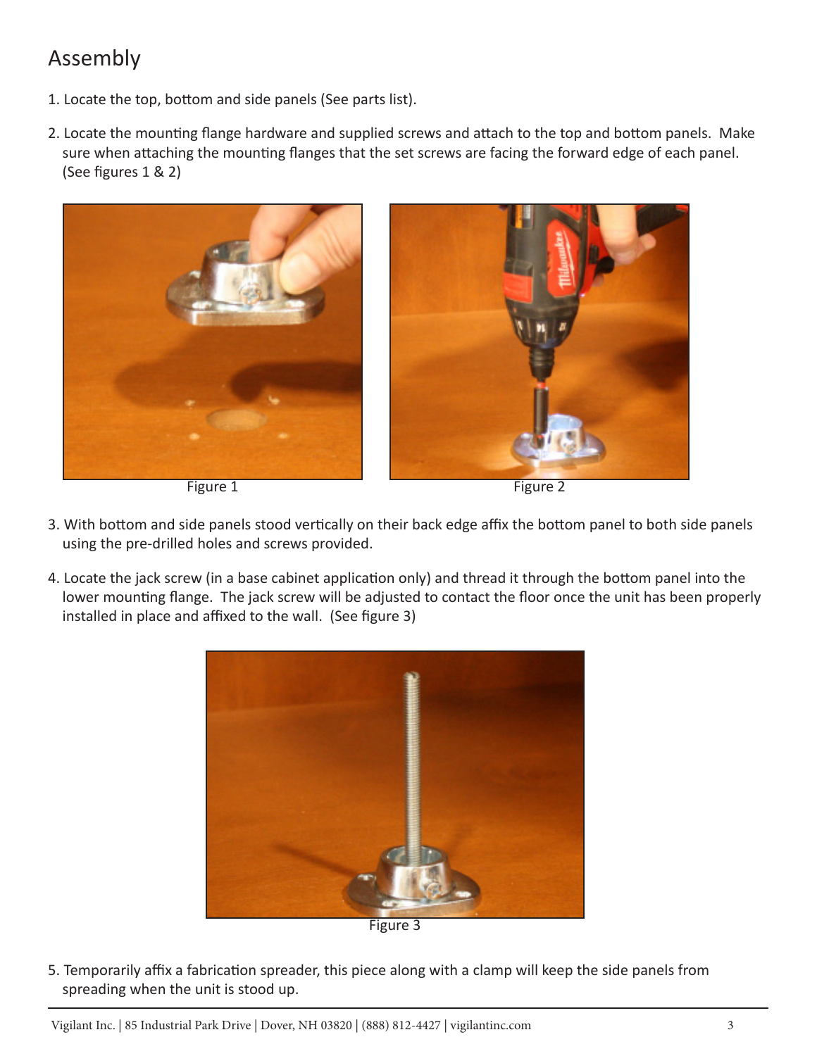# Assembly

1. Locate the top, bottom and side panels (See parts list).

2. Locate the mounting flange hardware and supplied screws and attach to the top and bottom panels. Make sure when attaching the mounting flanges that the set screws are facing the forward edge of each panel. (See figures 1 & 2)

Figure 1

Figure 2

3. With bottom and side panels stood vertically on their back edge affix the bottom panel to both side panels using the pre-drilled holes and screws provided.

4. Locate the jack screw (in a base cabinet application only) and thread it through the bottom panel into the lower mounting flange. The jack screw will be adjusted to contact the floor once the unit has been properly installed in place and affixed to the wall. (See figure 3)

Figure 3

5. Temporarily affix a fabrication spreader, this piece along with a clamp will keep the side panels from spreading when the unit is stood up.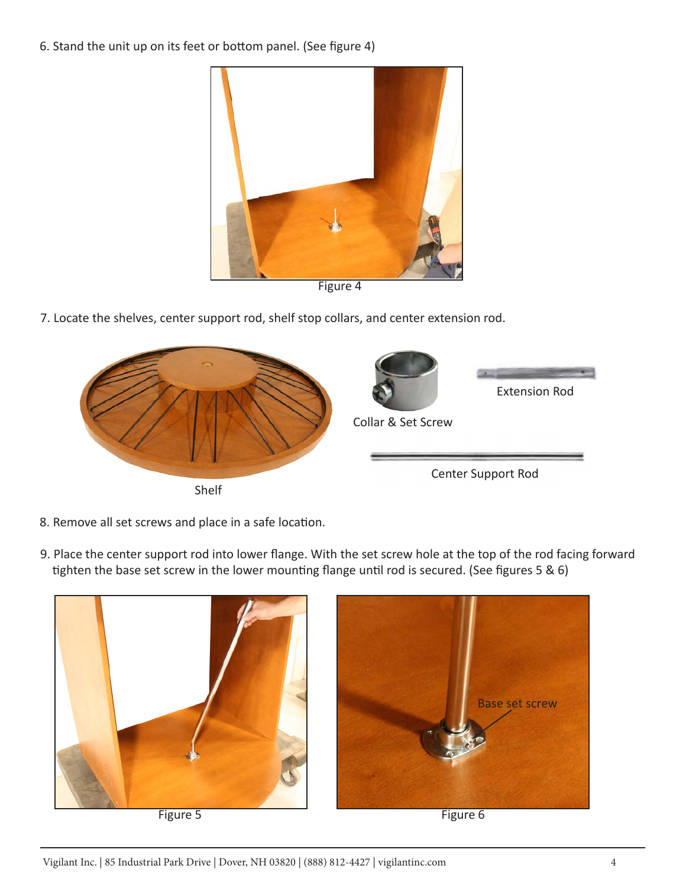6. Stand the unit up on its feet or bottom panel. (See figure 4)

Figure 4

7. Locate the shelves, center support rod, shelf stop collars, and center extension rod.

Shelf

Collar & Set Screw

Extension Rod

Center Support Rod

8. Remove all set screws and place in a safe location.

9. Place the center support rod into lower flange. With the set screw hole at the top of the rod facing forward tighten the base set screw in the lower mounting flange until rod is secured. (See figures 5 & 6)

Figure 5

Base set screw

Figure 6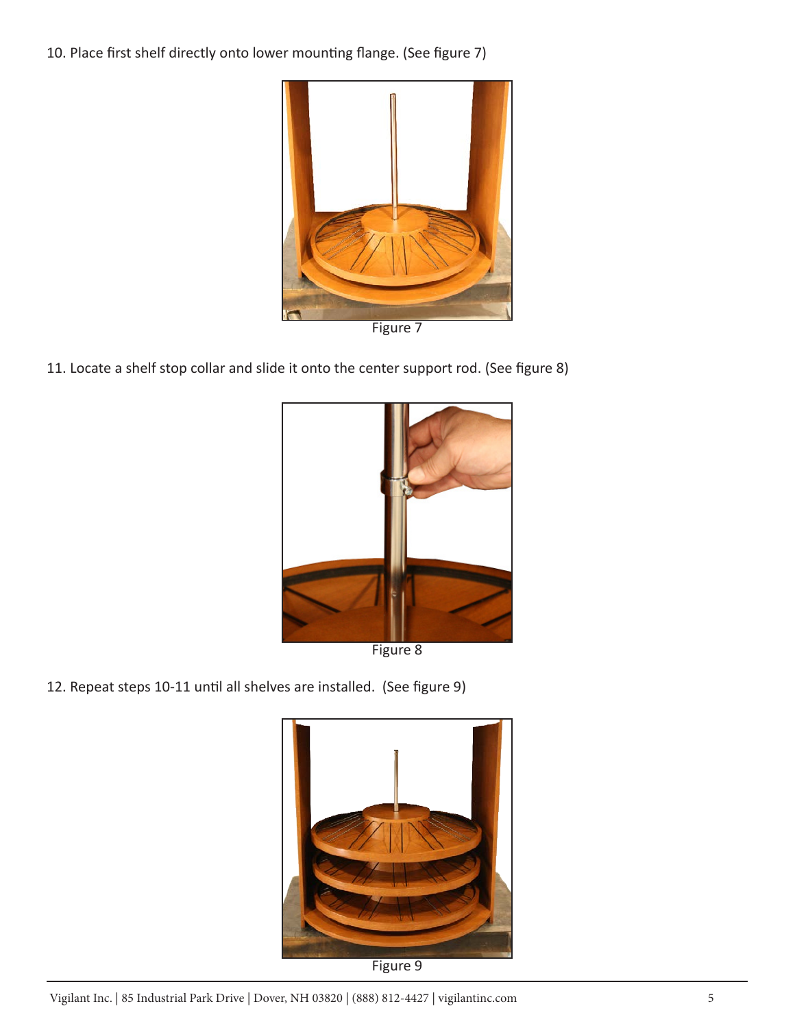10. Place first shelf directly onto lower mounting flange. (See figure 7)

Figure 7

11. Locate a shelf stop collar and slide it onto the center support rod. (See figure 8)

Figure 8

12. Repeat steps 10-11 until all shelves are installed. (See figure 9)

Figure 9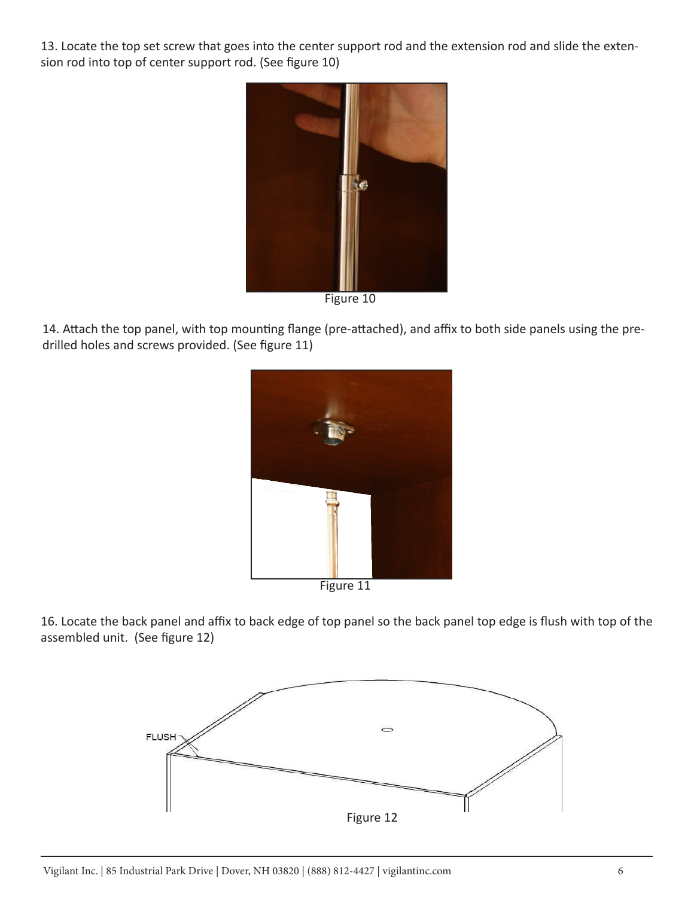13. Locate the top set screw that goes into the center support rod and the extension rod and slide the extension rod into top of center support rod. (See figure 10)

Figure 10

14. Attach the top panel, with top mounting flange (pre-attached), and affix to both side panels using the pre-drilled holes and screws provided. (See figure 11)

Figure 11

16. Locate the back panel and affix to back edge of top panel so the back panel top edge is flush with top of the assembled unit. (See figure 12)

FLUSH

Figure 12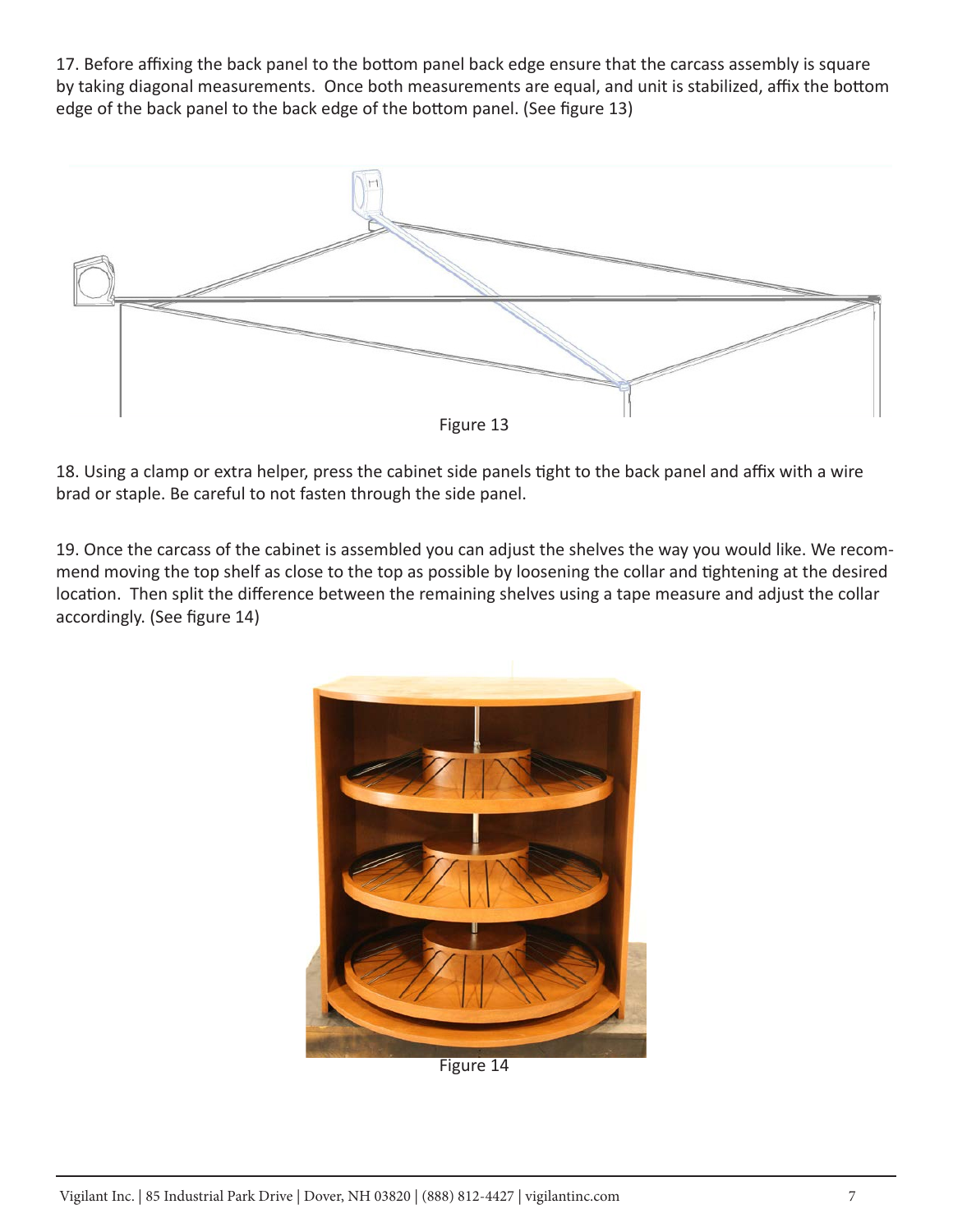17. Before affixing the back panel to the bottom panel back edge ensure that the carcass assembly is square by taking diagonal measurements. Once both measurements are equal, and unit is stabilized, affix the bottom edge of the back panel to the back edge of the bottom panel. (See figure 13)

Figure 13

18. Using a clamp or extra helper, press the cabinet side panels tight to the back panel and affix with a wire brad or staple. Be careful to not fasten through the side panel.

19. Once the carcass of the cabinet is assembled you can adjust the shelves the way you would like. We recommend moving the top shelf as close to the top as possible by loosening the collar and tightening at the desired location. Then split the difference between the remaining shelves using a tape measure and adjust the collar accordingly. (See figure 14)

Figure 14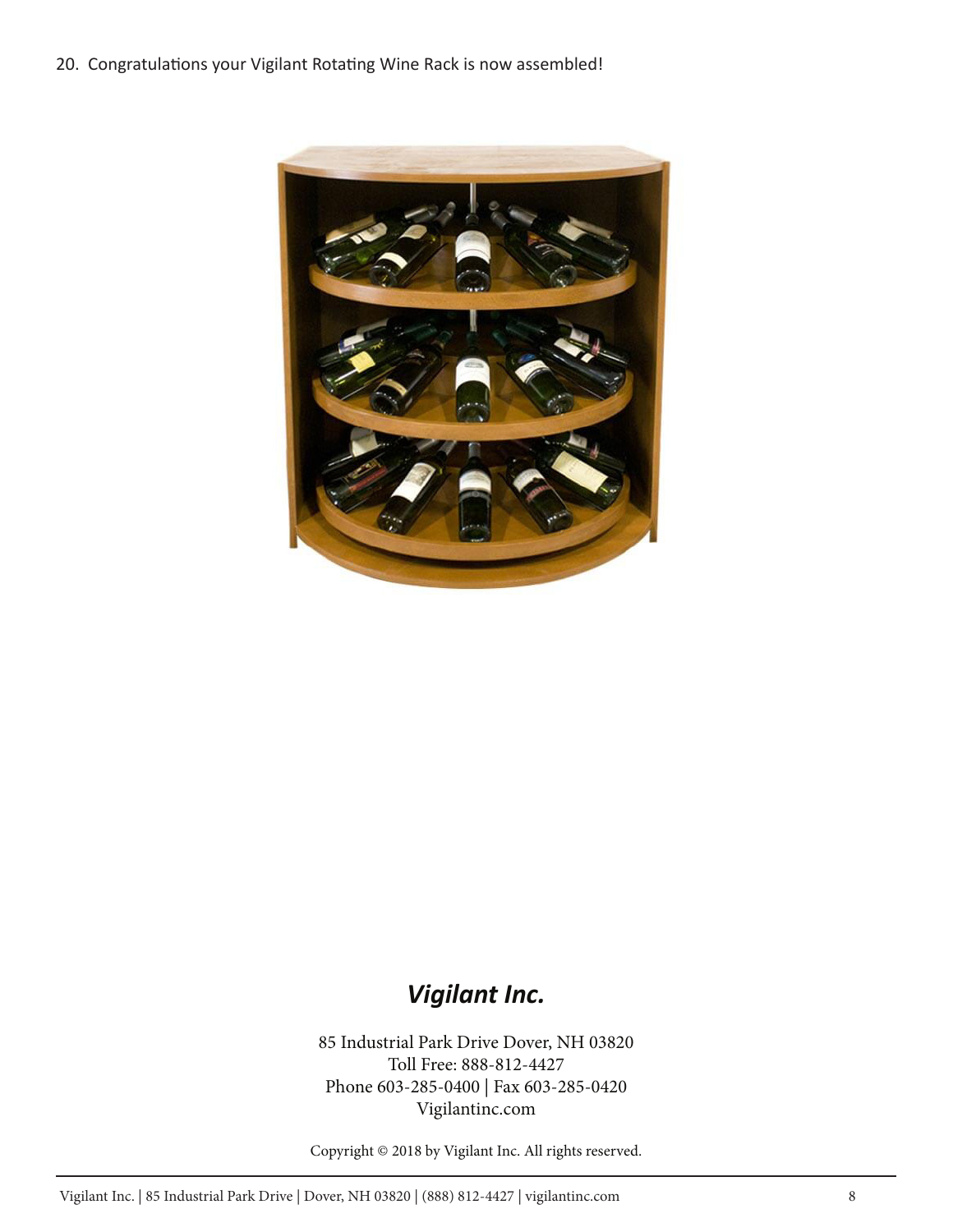20. Congratulations your Vigilant Rotating Wine Rack is now assembled!

## *Vigilant Inc.*

85 Industrial Park Drive Dover, NH 03820
Toll Free: 888-812-4427
Phone 603-285-0400 | Fax 603-285-0420
Vigilantinc.com

Copyright © 2018 by Vigilant Inc. All rights reserved.